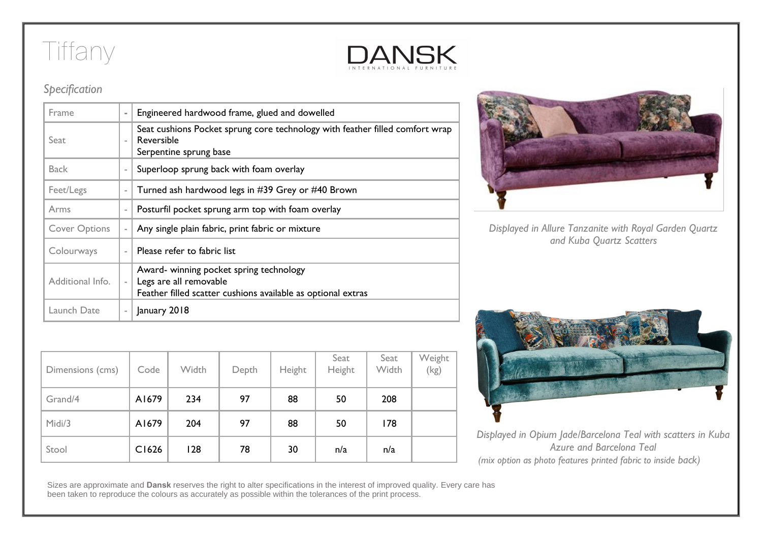# Tiffany

DANSK
INTERNATIONAL FURNITURE

## *Specification*

| | | |
|---|---|---|
| Frame | - | Engineered hardwood frame, glued and dowelled |
| Seat | - | Seat cushions Pocket sprung core technology with feather filled comfort wrap<br>Reversible<br>Serpentine sprung base |
| Back | - | Superloop sprung back with foam overlay |
| Feet/Legs | - | Turned ash hardwood legs in #39 Grey or #40 Brown |
| Arms | - | Posturfil pocket sprung arm top with foam overlay |
| Cover Options | - | Any single plain fabric, print fabric or mixture |
| Colourways | - | Please refer to fabric list |
| Additional Info. | - | Award- winning pocket spring technology<br>Legs are all removable<br>Feather filled scatter cushions available as optional extras |
| Launch Date | - | January 2018 |

*Displayed in Allure Tanzanite with Royal Garden Quartz and Kuba Quartz Scatters*

| Dimensions (cms) | Code | Width | Depth | Height | Seat Height | Seat Width | Weight (kg) |
|---|---|---|---|---|---|---|---|
| Grand/4 | A1679 | 234 | 97 | 88 | 50 | 208 | |
| Midi/3 | A1679 | 204 | 97 | 88 | 50 | 178 | |
| Stool | C1626 | 128 | 78 | 30 | n/a | n/a | |

*Displayed in Opium Jade/Barcelona Teal with scatters in Kuba Azure and Barcelona Teal*
*(mix option as photo features printed fabric to inside back)*

Sizes are approximate and **Dansk** reserves the right to alter specifications in the interest of improved quality. Every care has been taken to reproduce the colours as accurately as possible within the tolerances of the print process.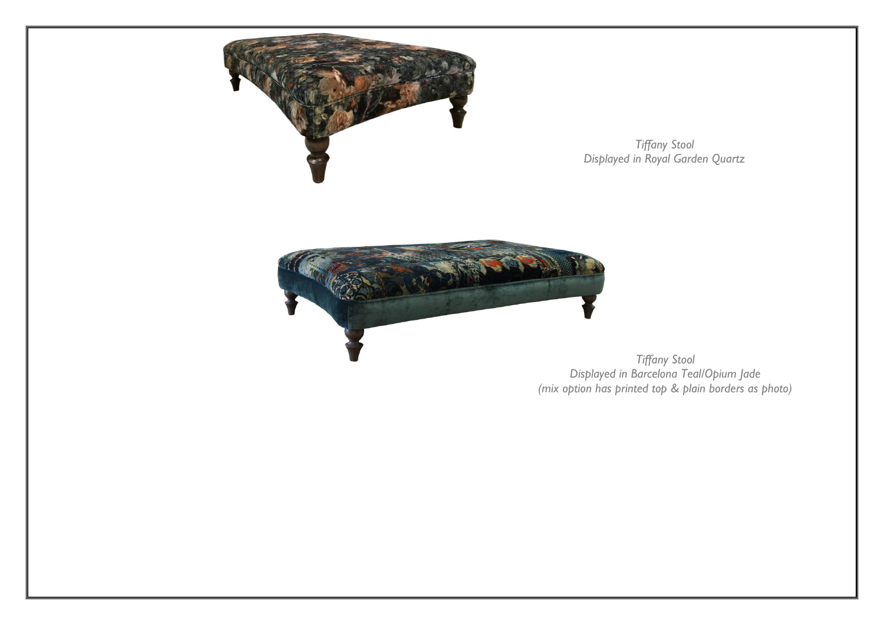*Tiffany Stool*
*Displayed in Royal Garden Quartz*

*Tiffany Stool*
*Displayed in Barcelona Teal/Opium Jade*
*(mix option has printed top & plain borders as photo)*